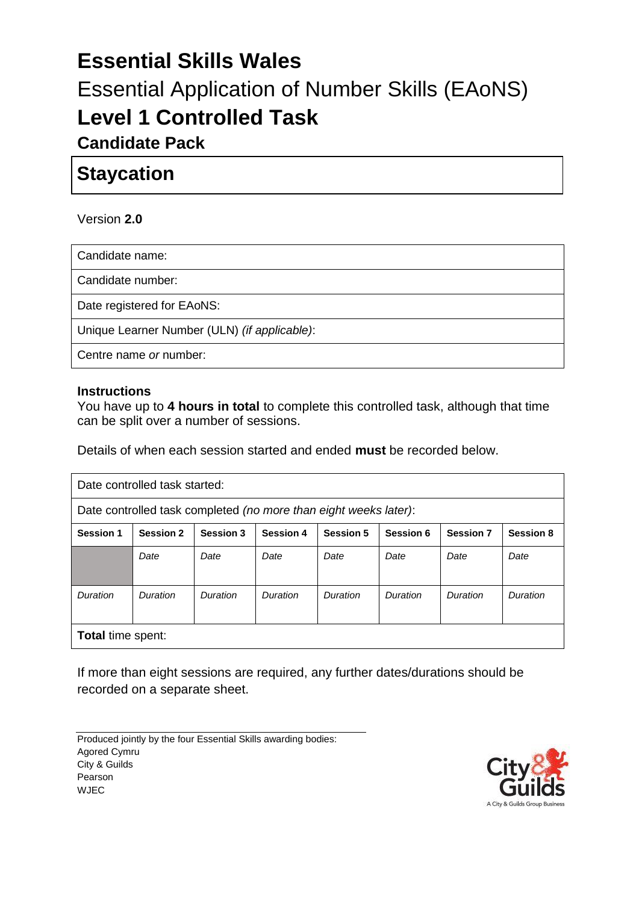# Essential Skills Wales

## Essential Application of Number Skills (EAoNS)

# Level 1 Controlled Task

## Candidate Pack

## Staycation

Version **2.0**

| Candidate name: |
|---|
| Candidate number: |
| Date registered for EAoNS: |
| Unique Learner Number (ULN) *(if applicable)*: |
| Centre name *or* number: |

**Instructions**

You have up to **4 hours in total** to complete this controlled task, although that time can be split over a number of sessions.

Details of when each session started and ended **must** be recorded below.

| Date controlled task started: | | | | | | | |
|---|---|---|---|---|---|---|---|
| Date controlled task completed *(no more than eight weeks later)*: | | | | | | | |
| **Session 1** | **Session 2** | **Session 3** | **Session 4** | **Session 5** | **Session 6** | **Session 7** | **Session 8** |
| | *Date* | *Date* | *Date* | *Date* | *Date* | *Date* | *Date* |
| *Duration* | *Duration* | *Duration* | *Duration* | *Duration* | *Duration* | *Duration* | *Duration* |
| **Total** time spent: | | | | | | | |

If more than eight sessions are required, any further dates/durations should be recorded on a separate sheet.

Produced jointly by the four Essential Skills awarding bodies:
Agored Cymru
City & Guilds
Pearson
WJEC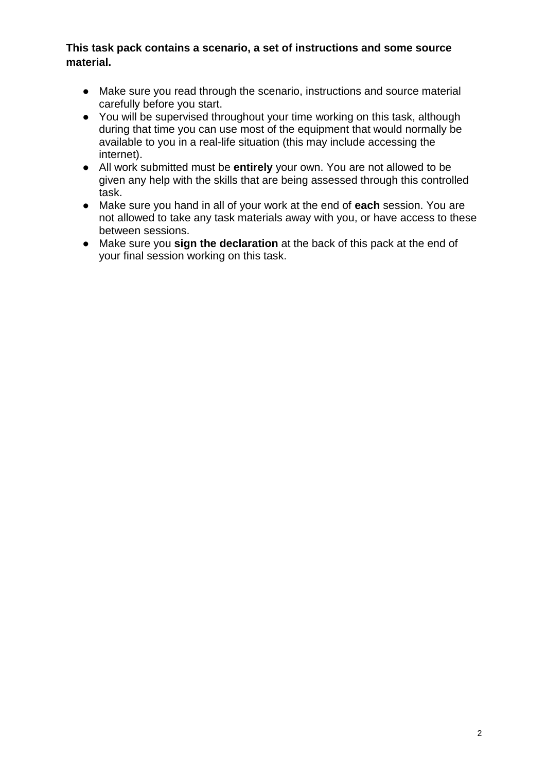**This task pack contains a scenario, a set of instructions and some source material.**

- Make sure you read through the scenario, instructions and source material carefully before you start.
- You will be supervised throughout your time working on this task, although during that time you can use most of the equipment that would normally be available to you in a real-life situation (this may include accessing the internet).
- All work submitted must be **entirely** your own. You are not allowed to be given any help with the skills that are being assessed through this controlled task.
- Make sure you hand in all of your work at the end of **each** session. You are not allowed to take any task materials away with you, or have access to these between sessions.
- Make sure you **sign the declaration** at the back of this pack at the end of your final session working on this task.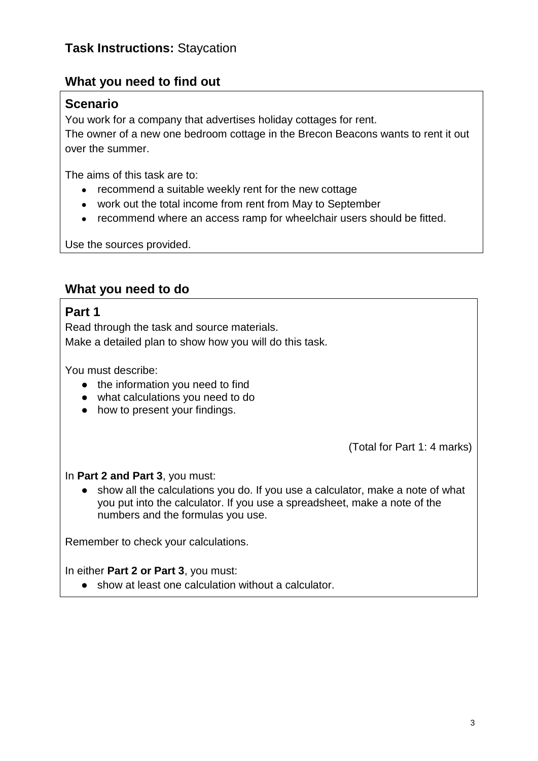## Task Instructions: Staycation

### What you need to find out

#### Scenario

You work for a company that advertises holiday cottages for rent.
The owner of a new one bedroom cottage in the Brecon Beacons wants to rent it out over the summer.

The aims of this task are to:

- recommend a suitable weekly rent for the new cottage
- work out the total income from rent from May to September
- recommend where an access ramp for wheelchair users should be fitted.

Use the sources provided.

### What you need to do

#### Part 1

Read through the task and source materials.
Make a detailed plan to show how you will do this task.

You must describe:

- the information you need to find
- what calculations you need to do
- how to present your findings.

(Total for Part 1: 4 marks)

In **Part 2 and Part 3**, you must:

- show all the calculations you do. If you use a calculator, make a note of what you put into the calculator. If you use a spreadsheet, make a note of the numbers and the formulas you use.

Remember to check your calculations.

In either **Part 2 or Part 3**, you must:

- show at least one calculation without a calculator.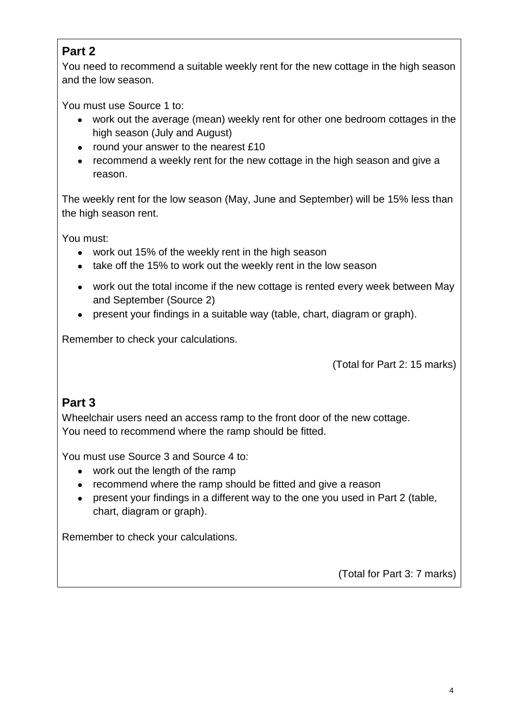## Part 2

You need to recommend a suitable weekly rent for the new cottage in the high season and the low season.

You must use Source 1 to:

- work out the average (mean) weekly rent for other one bedroom cottages in the high season (July and August)
- round your answer to the nearest £10
- recommend a weekly rent for the new cottage in the high season and give a reason.

The weekly rent for the low season (May, June and September) will be 15% less than the high season rent.

You must:

- work out 15% of the weekly rent in the high season
- take off the 15% to work out the weekly rent in the low season
- work out the total income if the new cottage is rented every week between May and September (Source 2)
- present your findings in a suitable way (table, chart, diagram or graph).

Remember to check your calculations.

(Total for Part 2: 15 marks)

## Part 3

Wheelchair users need an access ramp to the front door of the new cottage.
You need to recommend where the ramp should be fitted.

You must use Source 3 and Source 4 to:

- work out the length of the ramp
- recommend where the ramp should be fitted and give a reason
- present your findings in a different way to the one you used in Part 2 (table, chart, diagram or graph).

Remember to check your calculations.

(Total for Part 3: 7 marks)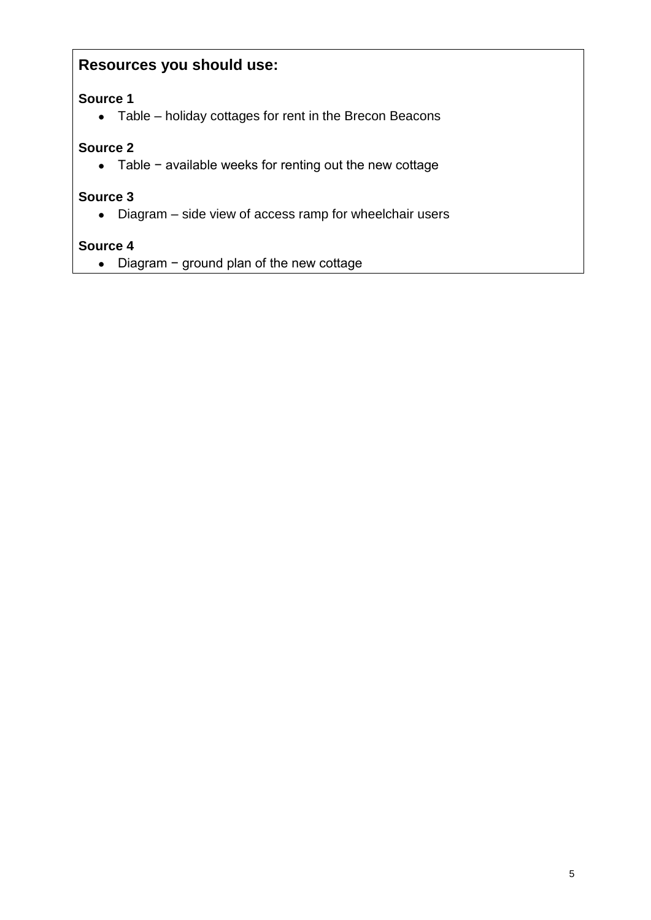## Resources you should use:

**Source 1**

- Table – holiday cottages for rent in the Brecon Beacons

**Source 2**

- Table − available weeks for renting out the new cottage

**Source 3**

- Diagram – side view of access ramp for wheelchair users

**Source 4**

- Diagram − ground plan of the new cottage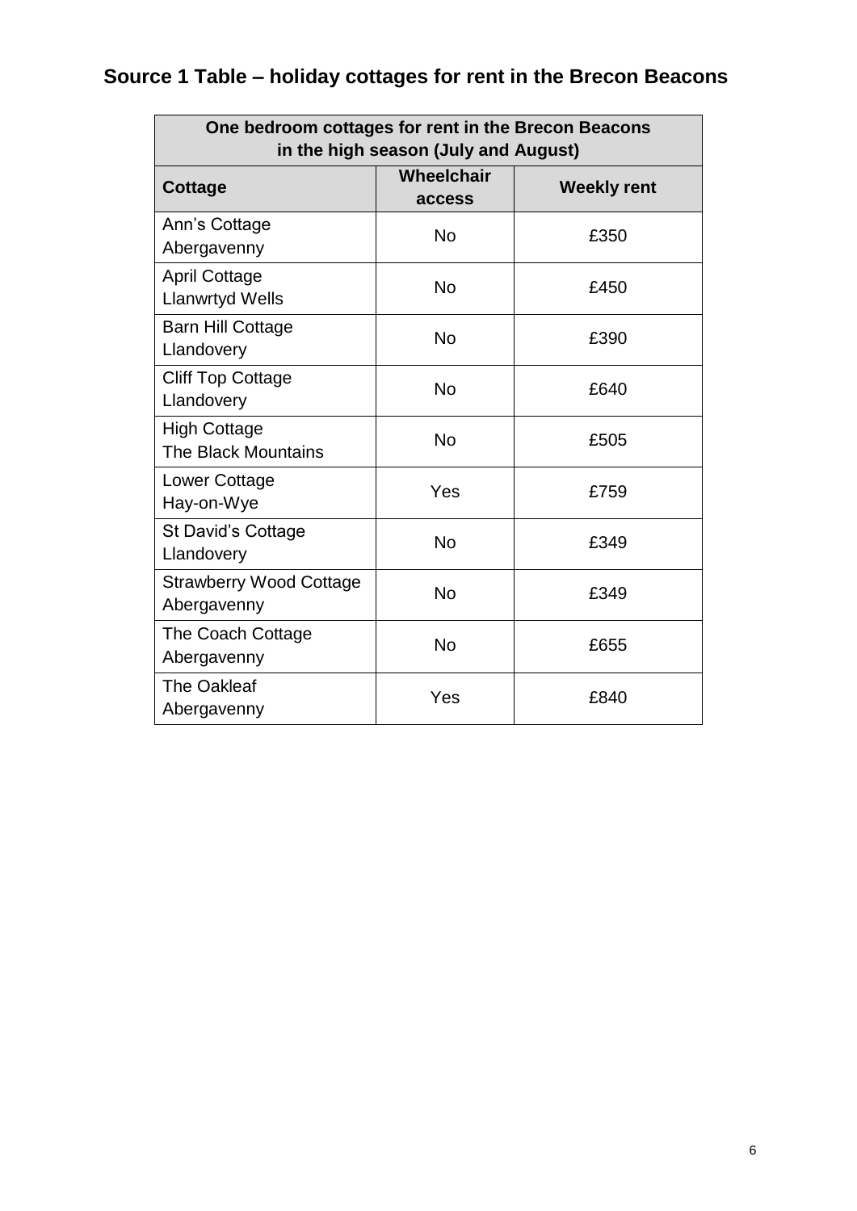## Source 1 Table – holiday cottages for rent in the Brecon Beacons

| One bedroom cottages for rent in the Brecon Beacons in the high season (July and August) | | |
|---|---|---|
| **Cottage** | **Wheelchair access** | **Weekly rent** |
| Ann's Cottage Abergavenny | No | £350 |
| April Cottage Llanwrtyd Wells | No | £450 |
| Barn Hill Cottage Llandovery | No | £390 |
| Cliff Top Cottage Llandovery | No | £640 |
| High Cottage The Black Mountains | No | £505 |
| Lower Cottage Hay-on-Wye | Yes | £759 |
| St David's Cottage Llandovery | No | £349 |
| Strawberry Wood Cottage Abergavenny | No | £349 |
| The Coach Cottage Abergavenny | No | £655 |
| The Oakleaf Abergavenny | Yes | £840 |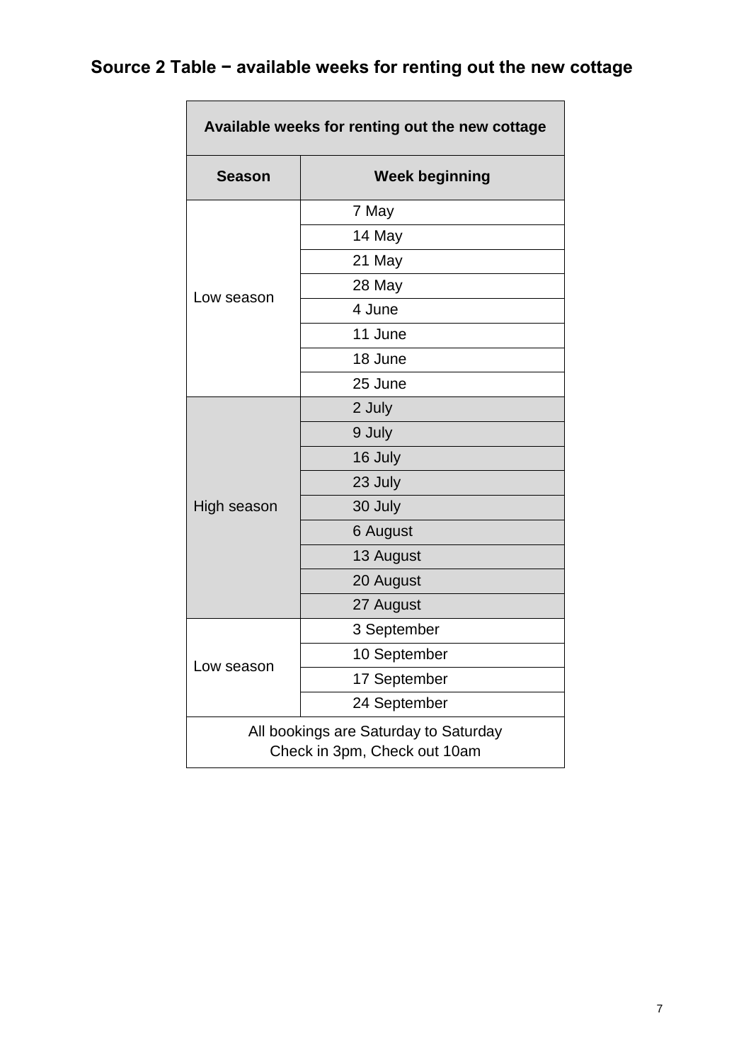## Source 2 Table − available weeks for renting out the new cottage

| Available weeks for renting out the new cottage | |
|---|---|
| **Season** | **Week beginning** |
| Low season | 7 May |
| | 14 May |
| | 21 May |
| | 28 May |
| | 4 June |
| | 11 June |
| | 18 June |
| | 25 June |
| High season | 2 July |
| | 9 July |
| | 16 July |
| | 23 July |
| | 30 July |
| | 6 August |
| | 13 August |
| | 20 August |
| | 27 August |
| Low season | 3 September |
| | 10 September |
| | 17 September |
| | 24 September |
| All bookings are Saturday to Saturday<br>Check in 3pm, Check out 10am | |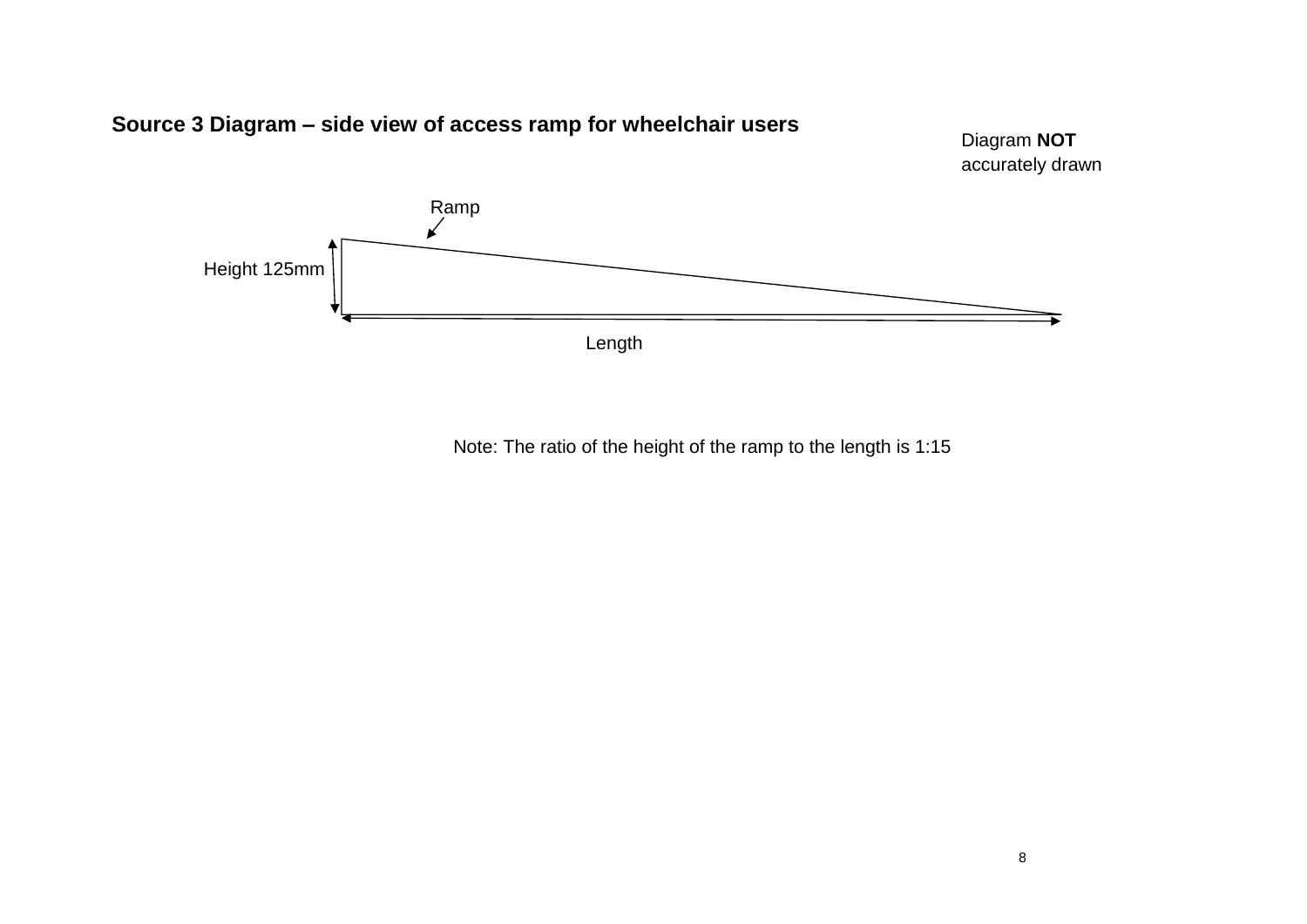**Source 3 Diagram – side view of access ramp for wheelchair users**

Diagram **NOT** accurately drawn

Ramp

Height 125mm

Length

Note: The ratio of the height of the ramp to the length is 1:15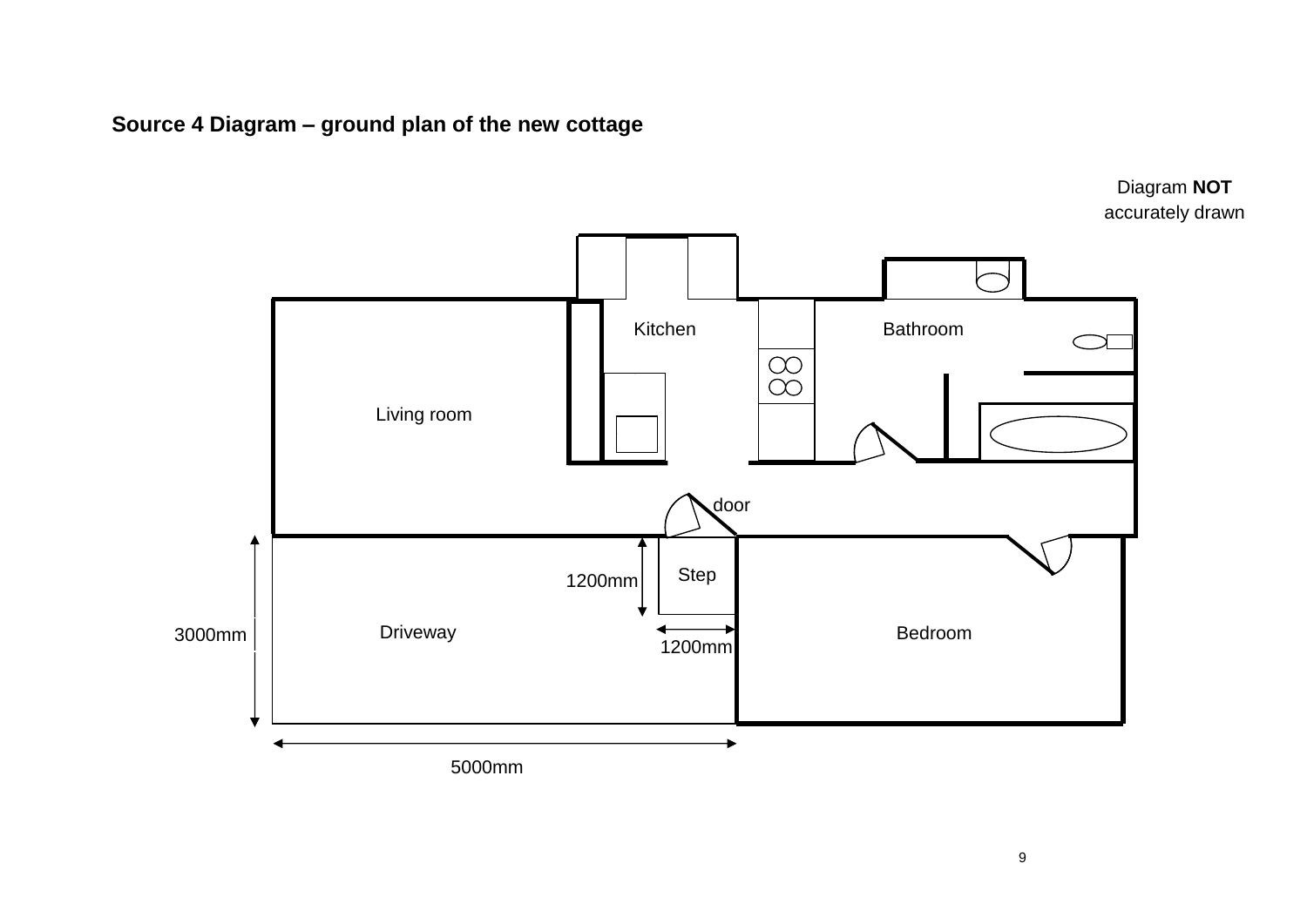**Source 4 Diagram – ground plan of the new cottage**

Diagram **NOT** accurately drawn

Kitchen

Bathroom

Living room

door

Step

1200mm

1200mm

3000mm

Driveway

Bedroom

5000mm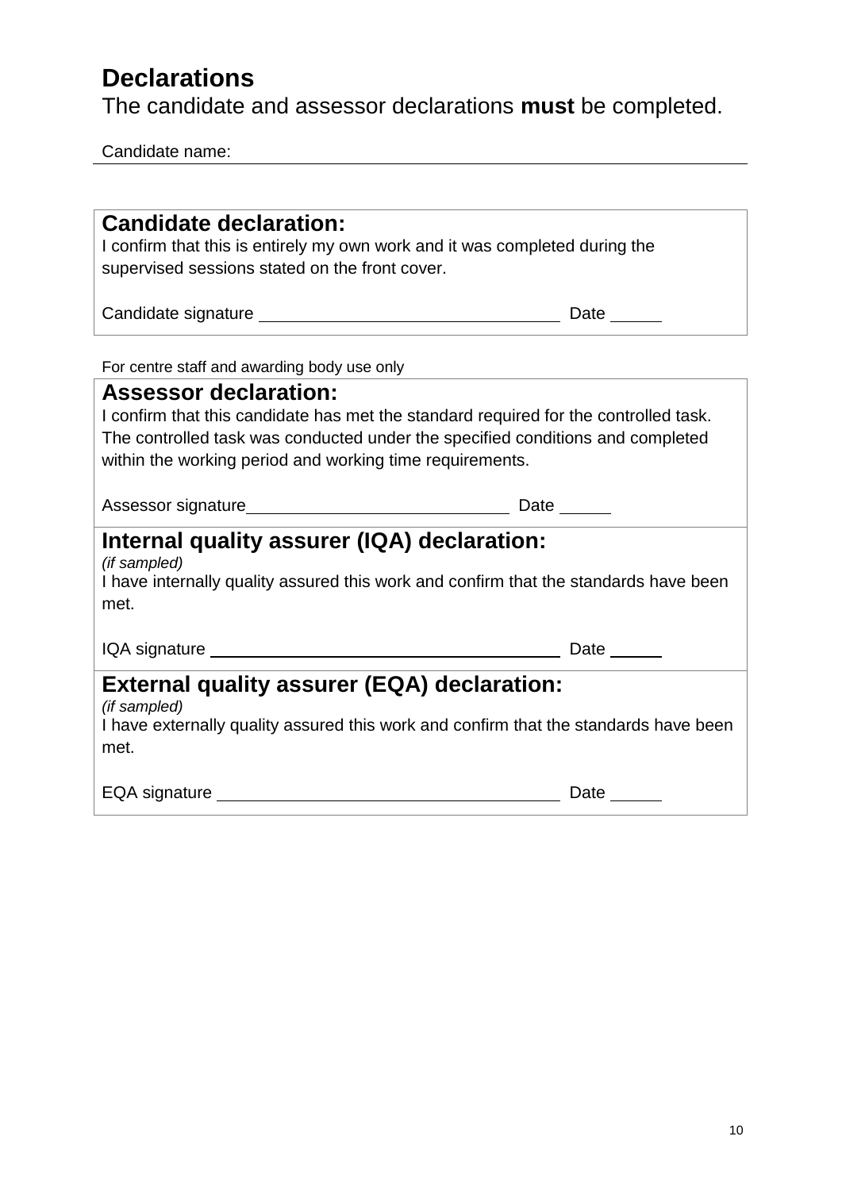# Declarations

The candidate and assessor declarations **must** be completed.

Candidate name: \_\_\_\_\_\_\_\_\_\_\_\_\_\_\_\_\_\_\_\_\_\_\_\_\_\_\_\_\_\_\_\_\_\_\_\_\_\_\_\_

## Candidate declaration:

I confirm that this is entirely my own work and it was completed during the supervised sessions stated on the front cover.

Candidate signature \_\_\_\_\_\_\_\_\_\_\_\_\_\_\_\_\_\_\_\_\_\_\_\_\_\_\_\_\_\_ Date \_\_\_\_\_

For centre staff and awarding body use only

## Assessor declaration:

I confirm that this candidate has met the standard required for the controlled task. The controlled task was conducted under the specified conditions and completed within the working period and working time requirements.

Assessor signature \_\_\_\_\_\_\_\_\_\_\_\_\_\_\_\_\_\_\_\_\_\_\_\_\_\_\_\_ Date \_\_\_\_\_

## Internal quality assurer (IQA) declaration:

*(if sampled)*

I have internally quality assured this work and confirm that the standards have been met.

IQA signature \_\_\_\_\_\_\_\_\_\_\_\_\_\_\_\_\_\_\_\_\_\_\_\_\_\_\_\_\_\_\_\_\_\_\_ Date \_\_\_\_\_

## External quality assurer (EQA) declaration:

*(if sampled)*

I have externally quality assured this work and confirm that the standards have been met.

EQA signature \_\_\_\_\_\_\_\_\_\_\_\_\_\_\_\_\_\_\_\_\_\_\_\_\_\_\_\_\_\_\_\_\_\_\_ Date \_\_\_\_\_